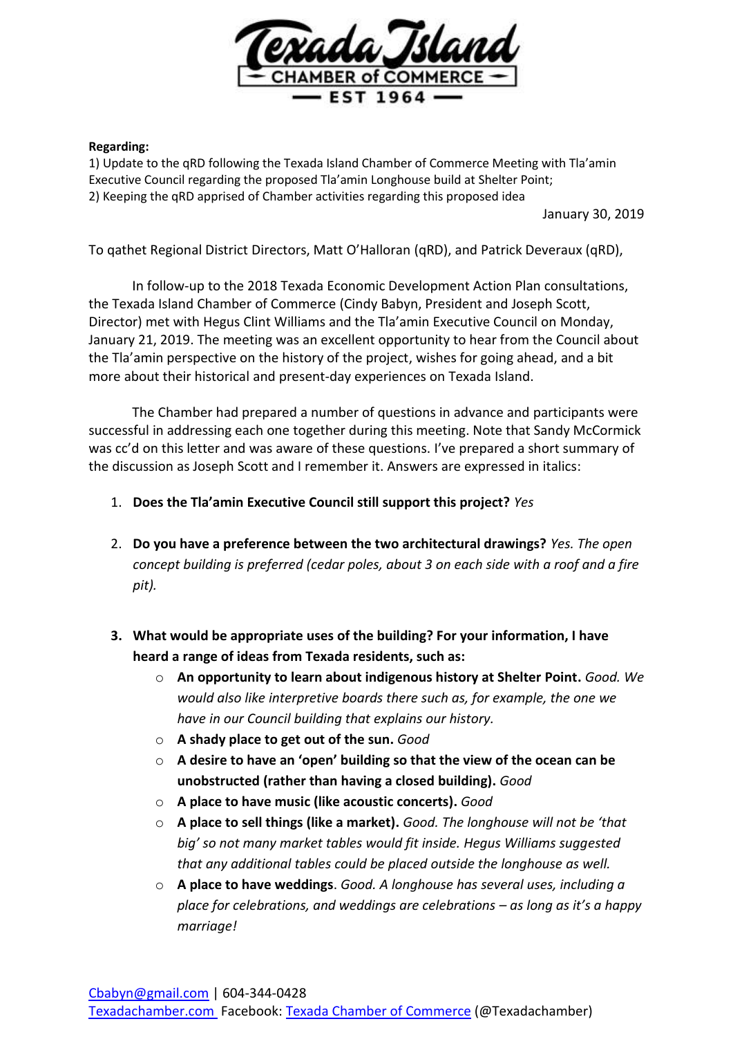# Texada Island CHAMBER of COMMERCE EST 1964

**Regarding:**
1) Update to the qRD following the Texada Island Chamber of Commerce Meeting with Tla'amin Executive Council regarding the proposed Tla'amin Longhouse build at Shelter Point;
2) Keeping the qRD apprised of Chamber activities regarding this proposed idea

January 30, 2019

To qathet Regional District Directors, Matt O'Halloran (qRD), and Patrick Deveraux (qRD),

In follow-up to the 2018 Texada Economic Development Action Plan consultations, the Texada Island Chamber of Commerce (Cindy Babyn, President and Joseph Scott, Director) met with Hegus Clint Williams and the Tla'amin Executive Council on Monday, January 21, 2019. The meeting was an excellent opportunity to hear from the Council about the Tla'amin perspective on the history of the project, wishes for going ahead, and a bit more about their historical and present-day experiences on Texada Island.

The Chamber had prepared a number of questions in advance and participants were successful in addressing each one together during this meeting. Note that Sandy McCormick was cc'd on this letter and was aware of these questions. I've prepared a short summary of the discussion as Joseph Scott and I remember it. Answers are expressed in italics:

1. **Does the Tla'amin Executive Council still support this project?** *Yes*
2. **Do you have a preference between the two architectural drawings?** *Yes. The open concept building is preferred (cedar poles, about 3 on each side with a roof and a fire pit).*
3. **What would be appropriate uses of the building? For your information, I have heard a range of ideas from Texada residents, such as:**
   - **An opportunity to learn about indigenous history at Shelter Point.** *Good. We would also like interpretive boards there such as, for example, the one we have in our Council building that explains our history.*
   - **A shady place to get out of the sun.** *Good*
   - **A desire to have an 'open' building so that the view of the ocean can be unobstructed (rather than having a closed building).** *Good*
   - **A place to have music (like acoustic concerts).** *Good*
   - **A place to sell things (like a market).** *Good. The longhouse will not be 'that big' so not many market tables would fit inside. Hegus Williams suggested that any additional tables could be placed outside the longhouse as well.*
   - **A place to have weddings**. *Good. A longhouse has several uses, including a place for celebrations, and weddings are celebrations – as long as it's a happy marriage!*

[Cbabyn@gmail.com](mailto:Cbabyn@gmail.com) | 604-344-0428
[Texadachamber.com](Texadachamber.com) Facebook: [Texada Chamber of Commerce]() (@Texadachamber)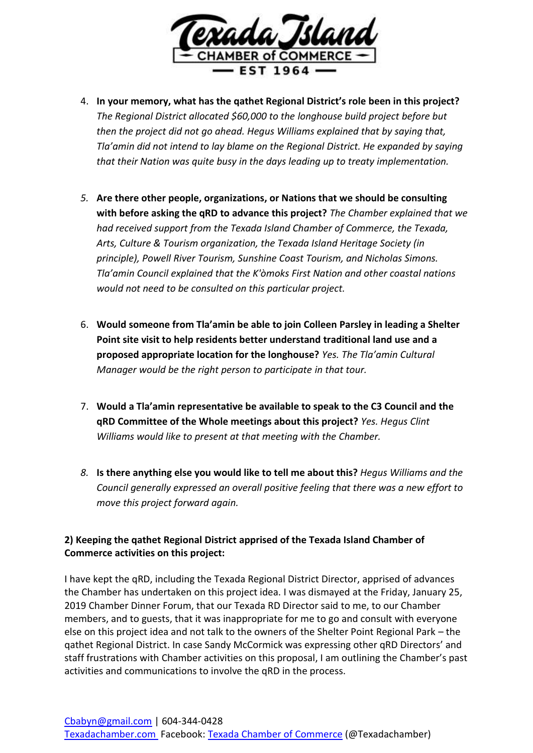4. **In your memory, what has the qathet Regional District's role been in this project?** *The Regional District allocated $60,000 to the longhouse build project before but then the project did not go ahead. Hegus Williams explained that by saying that, Tla'amin did not intend to lay blame on the Regional District. He expanded by saying that their Nation was quite busy in the days leading up to treaty implementation.*

5. **Are there other people, organizations, or Nations that we should be consulting with before asking the qRD to advance this project?** *The Chamber explained that we had received support from the Texada Island Chamber of Commerce, the Texada, Arts, Culture & Tourism organization, the Texada Island Heritage Society (in principle), Powell River Tourism, Sunshine Coast Tourism, and Nicholas Simons. Tla'amin Council explained that the K'òmoks First Nation and other coastal nations would not need to be consulted on this particular project.*

6. **Would someone from Tla'amin be able to join Colleen Parsley in leading a Shelter Point site visit to help residents better understand traditional land use and a proposed appropriate location for the longhouse?** *Yes. The Tla'amin Cultural Manager would be the right person to participate in that tour.*

7. **Would a Tla'amin representative be available to speak to the C3 Council and the qRD Committee of the Whole meetings about this project?** *Yes. Hegus Clint Williams would like to present at that meeting with the Chamber.*

8. **Is there anything else you would like to tell me about this?** *Hegus Williams and the Council generally expressed an overall positive feeling that there was a new effort to move this project forward again.*

**2) Keeping the qathet Regional District apprised of the Texada Island Chamber of Commerce activities on this project:**

I have kept the qRD, including the Texada Regional District Director, apprised of advances the Chamber has undertaken on this project idea. I was dismayed at the Friday, January 25, 2019 Chamber Dinner Forum, that our Texada RD Director said to me, to our Chamber members, and to guests, that it was inappropriate for me to go and consult with everyone else on this project idea and not talk to the owners of the Shelter Point Regional Park – the qathet Regional District. In case Sandy McCormick was expressing other qRD Directors' and staff frustrations with Chamber activities on this proposal, I am outlining the Chamber's past activities and communications to involve the qRD in the process.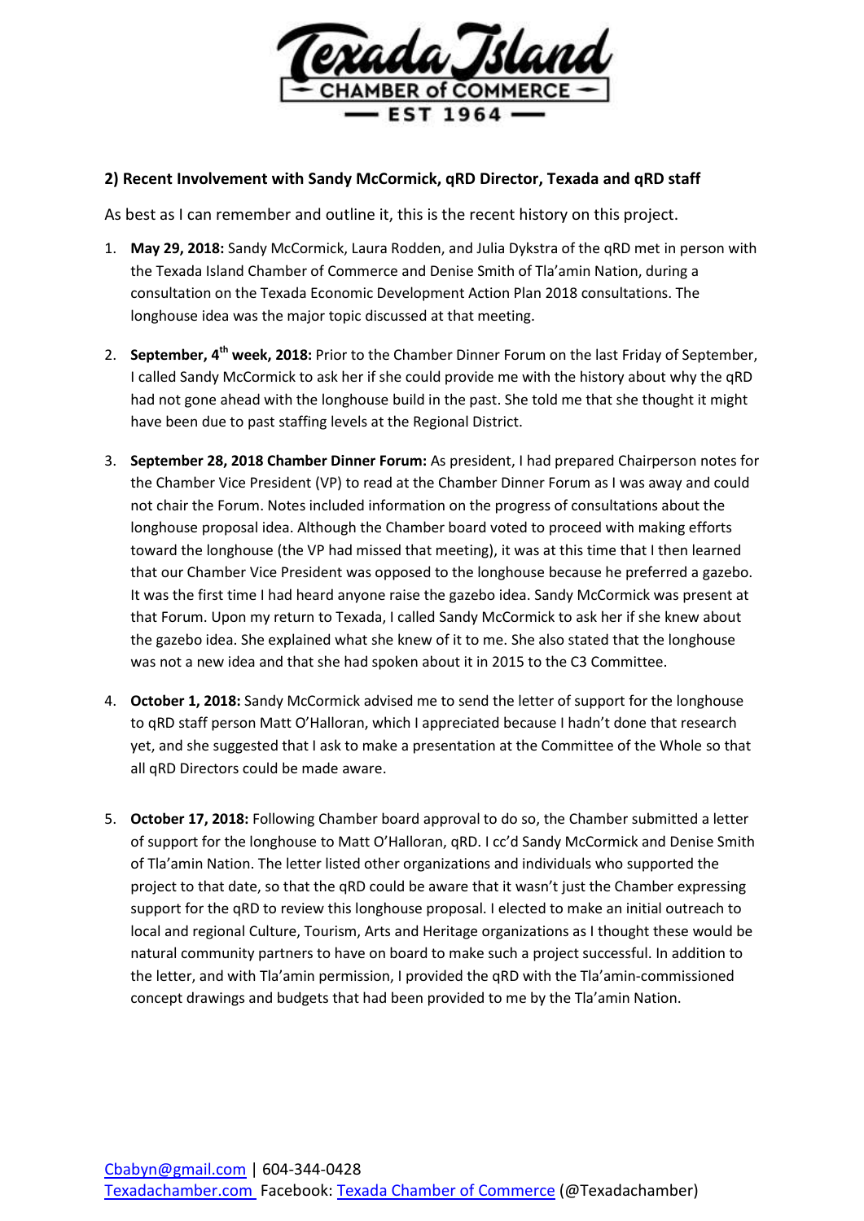## 2) Recent Involvement with Sandy McCormick, qRD Director, Texada and qRD staff

As best as I can remember and outline it, this is the recent history on this project.

1. **May 29, 2018:** Sandy McCormick, Laura Rodden, and Julia Dykstra of the qRD met in person with the Texada Island Chamber of Commerce and Denise Smith of Tla'amin Nation, during a consultation on the Texada Economic Development Action Plan 2018 consultations. The longhouse idea was the major topic discussed at that meeting.

2. **September, 4th week, 2018:** Prior to the Chamber Dinner Forum on the last Friday of September, I called Sandy McCormick to ask her if she could provide me with the history about why the qRD had not gone ahead with the longhouse build in the past. She told me that she thought it might have been due to past staffing levels at the Regional District.

3. **September 28, 2018 Chamber Dinner Forum:** As president, I had prepared Chairperson notes for the Chamber Vice President (VP) to read at the Chamber Dinner Forum as I was away and could not chair the Forum. Notes included information on the progress of consultations about the longhouse proposal idea. Although the Chamber board voted to proceed with making efforts toward the longhouse (the VP had missed that meeting), it was at this time that I then learned that our Chamber Vice President was opposed to the longhouse because he preferred a gazebo. It was the first time I had heard anyone raise the gazebo idea. Sandy McCormick was present at that Forum. Upon my return to Texada, I called Sandy McCormick to ask her if she knew about the gazebo idea. She explained what she knew of it to me. She also stated that the longhouse was not a new idea and that she had spoken about it in 2015 to the C3 Committee.

4. **October 1, 2018:** Sandy McCormick advised me to send the letter of support for the longhouse to qRD staff person Matt O'Halloran, which I appreciated because I hadn't done that research yet, and she suggested that I ask to make a presentation at the Committee of the Whole so that all qRD Directors could be made aware.

5. **October 17, 2018:** Following Chamber board approval to do so, the Chamber submitted a letter of support for the longhouse to Matt O'Halloran, qRD. I cc'd Sandy McCormick and Denise Smith of Tla'amin Nation. The letter listed other organizations and individuals who supported the project to that date, so that the qRD could be aware that it wasn't just the Chamber expressing support for the qRD to review this longhouse proposal. I elected to make an initial outreach to local and regional Culture, Tourism, Arts and Heritage organizations as I thought these would be natural community partners to have on board to make such a project successful. In addition to the letter, and with Tla'amin permission, I provided the qRD with the Tla'amin-commissioned concept drawings and budgets that had been provided to me by the Tla'amin Nation.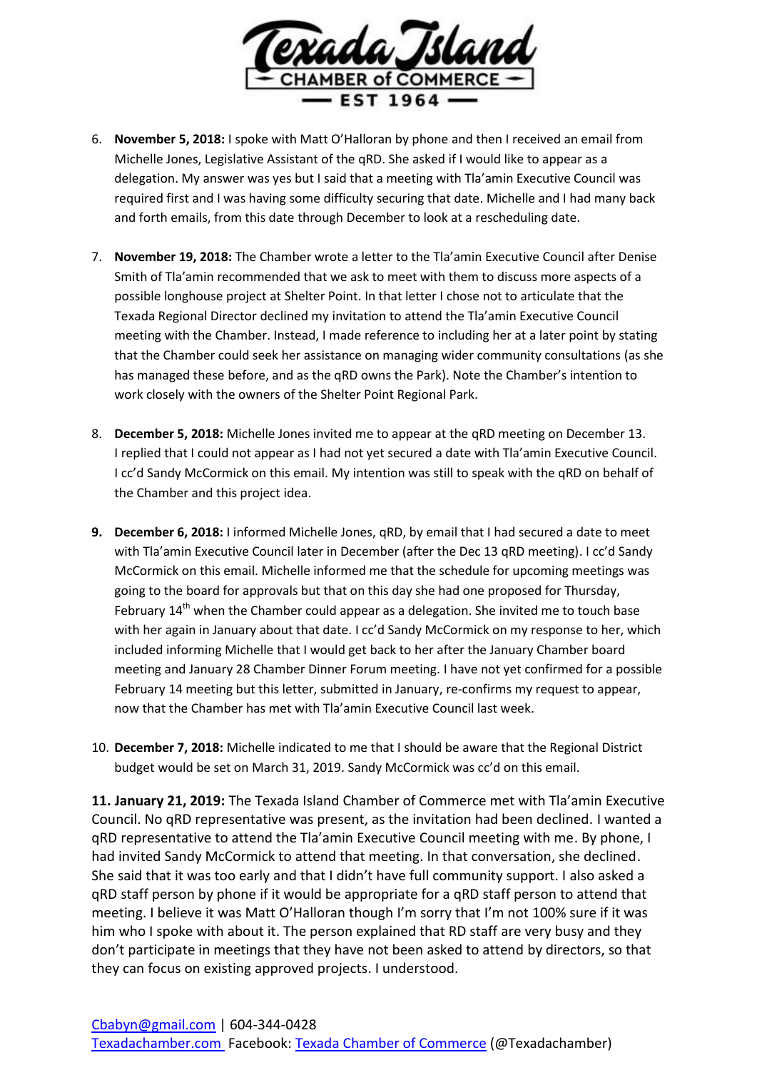6. **November 5, 2018:** I spoke with Matt O'Halloran by phone and then I received an email from Michelle Jones, Legislative Assistant of the qRD. She asked if I would like to appear as a delegation. My answer was yes but I said that a meeting with Tla'amin Executive Council was required first and I was having some difficulty securing that date. Michelle and I had many back and forth emails, from this date through December to look at a rescheduling date.

7. **November 19, 2018:** The Chamber wrote a letter to the Tla'amin Executive Council after Denise Smith of Tla'amin recommended that we ask to meet with them to discuss more aspects of a possible longhouse project at Shelter Point. In that letter I chose not to articulate that the Texada Regional Director declined my invitation to attend the Tla'amin Executive Council meeting with the Chamber. Instead, I made reference to including her at a later point by stating that the Chamber could seek her assistance on managing wider community consultations (as she has managed these before, and as the qRD owns the Park). Note the Chamber's intention to work closely with the owners of the Shelter Point Regional Park.

8. **December 5, 2018:** Michelle Jones invited me to appear at the qRD meeting on December 13. I replied that I could not appear as I had not yet secured a date with Tla'amin Executive Council. I cc'd Sandy McCormick on this email. My intention was still to speak with the qRD on behalf of the Chamber and this project idea.

9. **December 6, 2018:** I informed Michelle Jones, qRD, by email that I had secured a date to meet with Tla'amin Executive Council later in December (after the Dec 13 qRD meeting). I cc'd Sandy McCormick on this email. Michelle informed me that the schedule for upcoming meetings was going to the board for approvals but that on this day she had one proposed for Thursday, February 14th when the Chamber could appear as a delegation. She invited me to touch base with her again in January about that date. I cc'd Sandy McCormick on my response to her, which included informing Michelle that I would get back to her after the January Chamber board meeting and January 28 Chamber Dinner Forum meeting. I have not yet confirmed for a possible February 14 meeting but this letter, submitted in January, re-confirms my request to appear, now that the Chamber has met with Tla'amin Executive Council last week.

10. **December 7, 2018:** Michelle indicated to me that I should be aware that the Regional District budget would be set on March 31, 2019. Sandy McCormick was cc'd on this email.

**11. January 21, 2019:** The Texada Island Chamber of Commerce met with Tla'amin Executive Council. No qRD representative was present, as the invitation had been declined. I wanted a qRD representative to attend the Tla'amin Executive Council meeting with me. By phone, I had invited Sandy McCormick to attend that meeting. In that conversation, she declined. She said that it was too early and that I didn't have full community support. I also asked a qRD staff person by phone if it would be appropriate for a qRD staff person to attend that meeting. I believe it was Matt O'Halloran though I'm sorry that I'm not 100% sure if it was him who I spoke with about it. The person explained that RD staff are very busy and they don't participate in meetings that they have not been asked to attend by directors, so that they can focus on existing approved projects. I understood.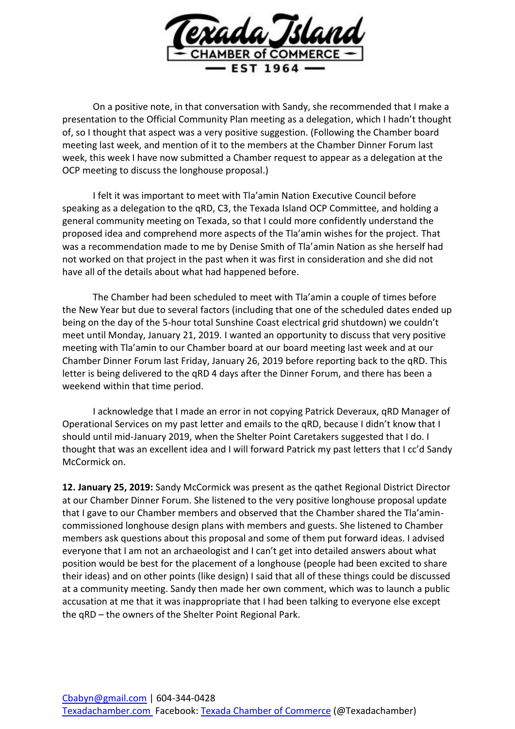On a positive note, in that conversation with Sandy, she recommended that I make a presentation to the Official Community Plan meeting as a delegation, which I hadn't thought of, so I thought that aspect was a very positive suggestion. (Following the Chamber board meeting last week, and mention of it to the members at the Chamber Dinner Forum last week, this week I have now submitted a Chamber request to appear as a delegation at the OCP meeting to discuss the longhouse proposal.)

I felt it was important to meet with Tla'amin Nation Executive Council before speaking as a delegation to the qRD, C3, the Texada Island OCP Committee, and holding a general community meeting on Texada, so that I could more confidently understand the proposed idea and comprehend more aspects of the Tla'amin wishes for the project. That was a recommendation made to me by Denise Smith of Tla'amin Nation as she herself had not worked on that project in the past when it was first in consideration and she did not have all of the details about what had happened before.

The Chamber had been scheduled to meet with Tla'amin a couple of times before the New Year but due to several factors (including that one of the scheduled dates ended up being on the day of the 5-hour total Sunshine Coast electrical grid shutdown) we couldn't meet until Monday, January 21, 2019. I wanted an opportunity to discuss that very positive meeting with Tla'amin to our Chamber board at our board meeting last week and at our Chamber Dinner Forum last Friday, January 26, 2019 before reporting back to the qRD. This letter is being delivered to the qRD 4 days after the Dinner Forum, and there has been a weekend within that time period.

I acknowledge that I made an error in not copying Patrick Deveraux, qRD Manager of Operational Services on my past letter and emails to the qRD, because I didn't know that I should until mid-January 2019, when the Shelter Point Caretakers suggested that I do. I thought that was an excellent idea and I will forward Patrick my past letters that I cc'd Sandy McCormick on.

**12. January 25, 2019:** Sandy McCormick was present as the qathet Regional District Director at our Chamber Dinner Forum. She listened to the very positive longhouse proposal update that I gave to our Chamber members and observed that the Chamber shared the Tla'amin-commissioned longhouse design plans with members and guests. She listened to Chamber members ask questions about this proposal and some of them put forward ideas. I advised everyone that I am not an archaeologist and I can't get into detailed answers about what position would be best for the placement of a longhouse (people had been excited to share their ideas) and on other points (like design) I said that all of these things could be discussed at a community meeting. Sandy then made her own comment, which was to launch a public accusation at me that it was inappropriate that I had been talking to everyone else except the qRD – the owners of the Shelter Point Regional Park.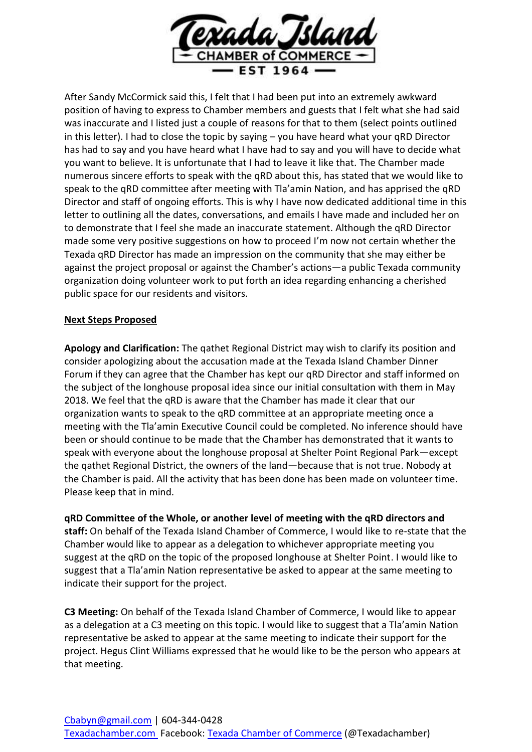After Sandy McCormick said this, I felt that I had been put into an extremely awkward position of having to express to Chamber members and guests that I felt what she had said was inaccurate and I listed just a couple of reasons for that to them (select points outlined in this letter). I had to close the topic by saying – you have heard what your qRD Director has had to say and you have heard what I have had to say and you will have to decide what you want to believe. It is unfortunate that I had to leave it like that. The Chamber made numerous sincere efforts to speak with the qRD about this, has stated that we would like to speak to the qRD committee after meeting with Tla'amin Nation, and has apprised the qRD Director and staff of ongoing efforts. This is why I have now dedicated additional time in this letter to outlining all the dates, conversations, and emails I have made and included her on to demonstrate that I feel she made an inaccurate statement. Although the qRD Director made some very positive suggestions on how to proceed I'm now not certain whether the Texada qRD Director has made an impression on the community that she may either be against the project proposal or against the Chamber's actions—a public Texada community organization doing volunteer work to put forth an idea regarding enhancing a cherished public space for our residents and visitors.

**Next Steps Proposed**

**Apology and Clarification:** The qathet Regional District may wish to clarify its position and consider apologizing about the accusation made at the Texada Island Chamber Dinner Forum if they can agree that the Chamber has kept our qRD Director and staff informed on the subject of the longhouse proposal idea since our initial consultation with them in May 2018. We feel that the qRD is aware that the Chamber has made it clear that our organization wants to speak to the qRD committee at an appropriate meeting once a meeting with the Tla'amin Executive Council could be completed. No inference should have been or should continue to be made that the Chamber has demonstrated that it wants to speak with everyone about the longhouse proposal at Shelter Point Regional Park—except the qathet Regional District, the owners of the land—because that is not true. Nobody at the Chamber is paid. All the activity that has been done has been made on volunteer time. Please keep that in mind.

**qRD Committee of the Whole, or another level of meeting with the qRD directors and staff:** On behalf of the Texada Island Chamber of Commerce, I would like to re-state that the Chamber would like to appear as a delegation to whichever appropriate meeting you suggest at the qRD on the topic of the proposed longhouse at Shelter Point. I would like to suggest that a Tla'amin Nation representative be asked to appear at the same meeting to indicate their support for the project.

**C3 Meeting:** On behalf of the Texada Island Chamber of Commerce, I would like to appear as a delegation at a C3 meeting on this topic. I would like to suggest that a Tla'amin Nation representative be asked to appear at the same meeting to indicate their support for the project. Hegus Clint Williams expressed that he would like to be the person who appears at that meeting.

Cbabyn@gmail.com | 604-344-0428
Texadachamber.com Facebook: Texada Chamber of Commerce (@Texadachamber)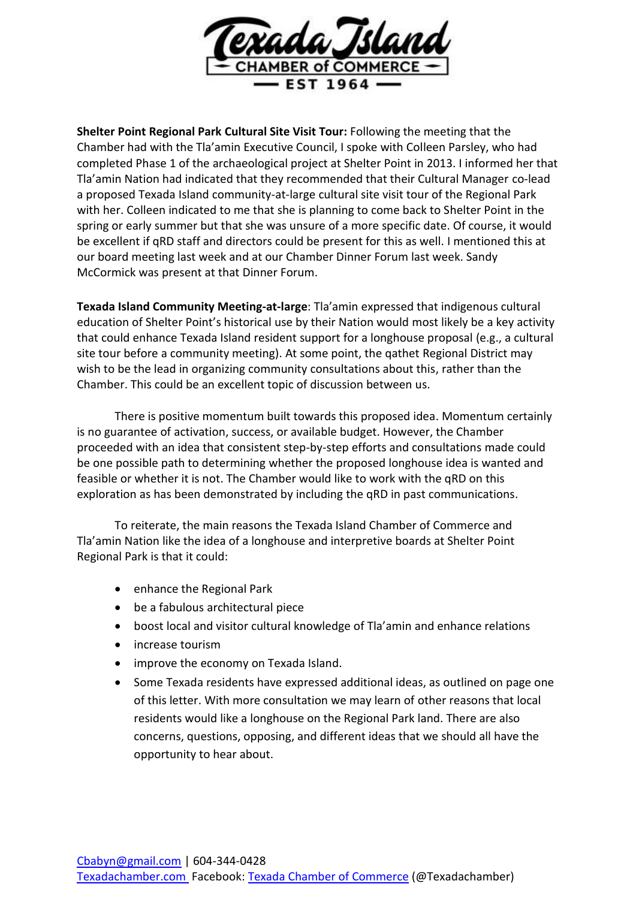**Shelter Point Regional Park Cultural Site Visit Tour:** Following the meeting that the Chamber had with the Tla'amin Executive Council, I spoke with Colleen Parsley, who had completed Phase 1 of the archaeological project at Shelter Point in 2013. I informed her that Tla'amin Nation had indicated that they recommended that their Cultural Manager co-lead a proposed Texada Island community-at-large cultural site visit tour of the Regional Park with her. Colleen indicated to me that she is planning to come back to Shelter Point in the spring or early summer but that she was unsure of a more specific date. Of course, it would be excellent if qRD staff and directors could be present for this as well. I mentioned this at our board meeting last week and at our Chamber Dinner Forum last week. Sandy McCormick was present at that Dinner Forum.

**Texada Island Community Meeting-at-large**: Tla'amin expressed that indigenous cultural education of Shelter Point's historical use by their Nation would most likely be a key activity that could enhance Texada Island resident support for a longhouse proposal (e.g., a cultural site tour before a community meeting). At some point, the qathet Regional District may wish to be the lead in organizing community consultations about this, rather than the Chamber. This could be an excellent topic of discussion between us.

There is positive momentum built towards this proposed idea. Momentum certainly is no guarantee of activation, success, or available budget. However, the Chamber proceeded with an idea that consistent step-by-step efforts and consultations made could be one possible path to determining whether the proposed longhouse idea is wanted and feasible or whether it is not. The Chamber would like to work with the qRD on this exploration as has been demonstrated by including the qRD in past communications.

To reiterate, the main reasons the Texada Island Chamber of Commerce and Tla'amin Nation like the idea of a longhouse and interpretive boards at Shelter Point Regional Park is that it could:

- enhance the Regional Park
- be a fabulous architectural piece
- boost local and visitor cultural knowledge of Tla'amin and enhance relations
- increase tourism
- improve the economy on Texada Island.
- Some Texada residents have expressed additional ideas, as outlined on page one of this letter. With more consultation we may learn of other reasons that local residents would like a longhouse on the Regional Park land. There are also concerns, questions, opposing, and different ideas that we should all have the opportunity to hear about.

[Cbabyn@gmail.com](mailto:Cbabyn@gmail.com) | 604-344-0428
[Texadachamber.com](Texadachamber.com) Facebook: [Texada Chamber of Commerce]() (@Texadachamber)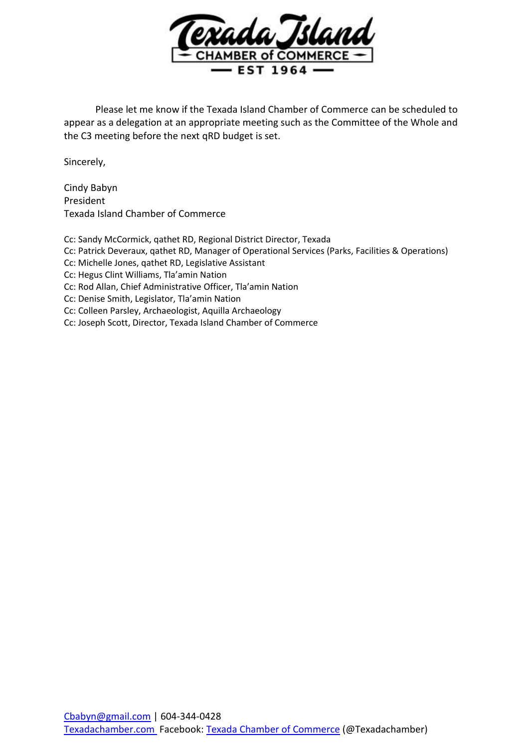Please let me know if the Texada Island Chamber of Commerce can be scheduled to appear as a delegation at an appropriate meeting such as the Committee of the Whole and the C3 meeting before the next qRD budget is set.

Sincerely,

Cindy Babyn
President
Texada Island Chamber of Commerce

Cc: Sandy McCormick, qathet RD, Regional District Director, Texada
Cc: Patrick Deveraux, qathet RD, Manager of Operational Services (Parks, Facilities & Operations)
Cc: Michelle Jones, qathet RD, Legislative Assistant
Cc: Hegus Clint Williams, Tla'amin Nation
Cc: Rod Allan, Chief Administrative Officer, Tla'amin Nation
Cc: Denise Smith, Legislator, Tla'amin Nation
Cc: Colleen Parsley, Archaeologist, Aquilla Archaeology
Cc: Joseph Scott, Director, Texada Island Chamber of Commerce

Cbabyn@gmail.com | 604-344-0428
Texadachamber.com Facebook: Texada Chamber of Commerce (@Texadachamber)